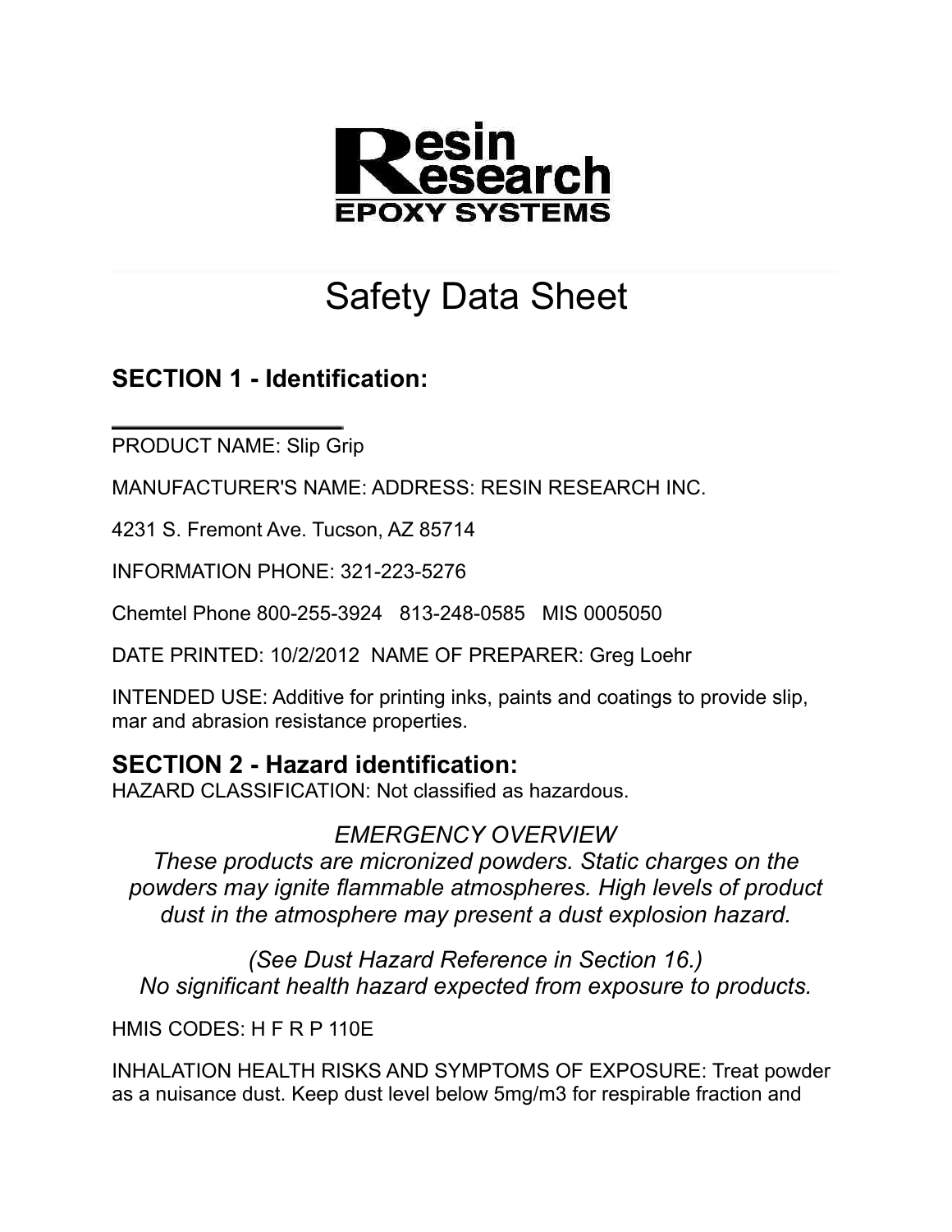**Resin Research**
**EPOXY SYSTEMS**

# Safety Data Sheet

## SECTION 1 - Identification:

PRODUCT NAME: Slip Grip

MANUFACTURER'S NAME: ADDRESS: RESIN RESEARCH INC.

4231 S. Fremont Ave. Tucson, AZ 85714

INFORMATION PHONE: 321-223-5276

Chemtel Phone 800-255-3924 813-248-0585 MIS 0005050

DATE PRINTED: 10/2/2012 NAME OF PREPARER: Greg Loehr

INTENDED USE: Additive for printing inks, paints and coatings to provide slip, mar and abrasion resistance properties.

## SECTION 2 - Hazard identification:

HAZARD CLASSIFICATION: Not classified as hazardous.

*EMERGENCY OVERVIEW*

*These products are micronized powders. Static charges on the powders may ignite flammable atmospheres. High levels of product dust in the atmosphere may present a dust explosion hazard.*

*(See Dust Hazard Reference in Section 16.)*
*No significant health hazard expected from exposure to products.*

HMIS CODES: H F R P 110E

INHALATION HEALTH RISKS AND SYMPTOMS OF EXPOSURE: Treat powder as a nuisance dust. Keep dust level below 5mg/m3 for respirable fraction and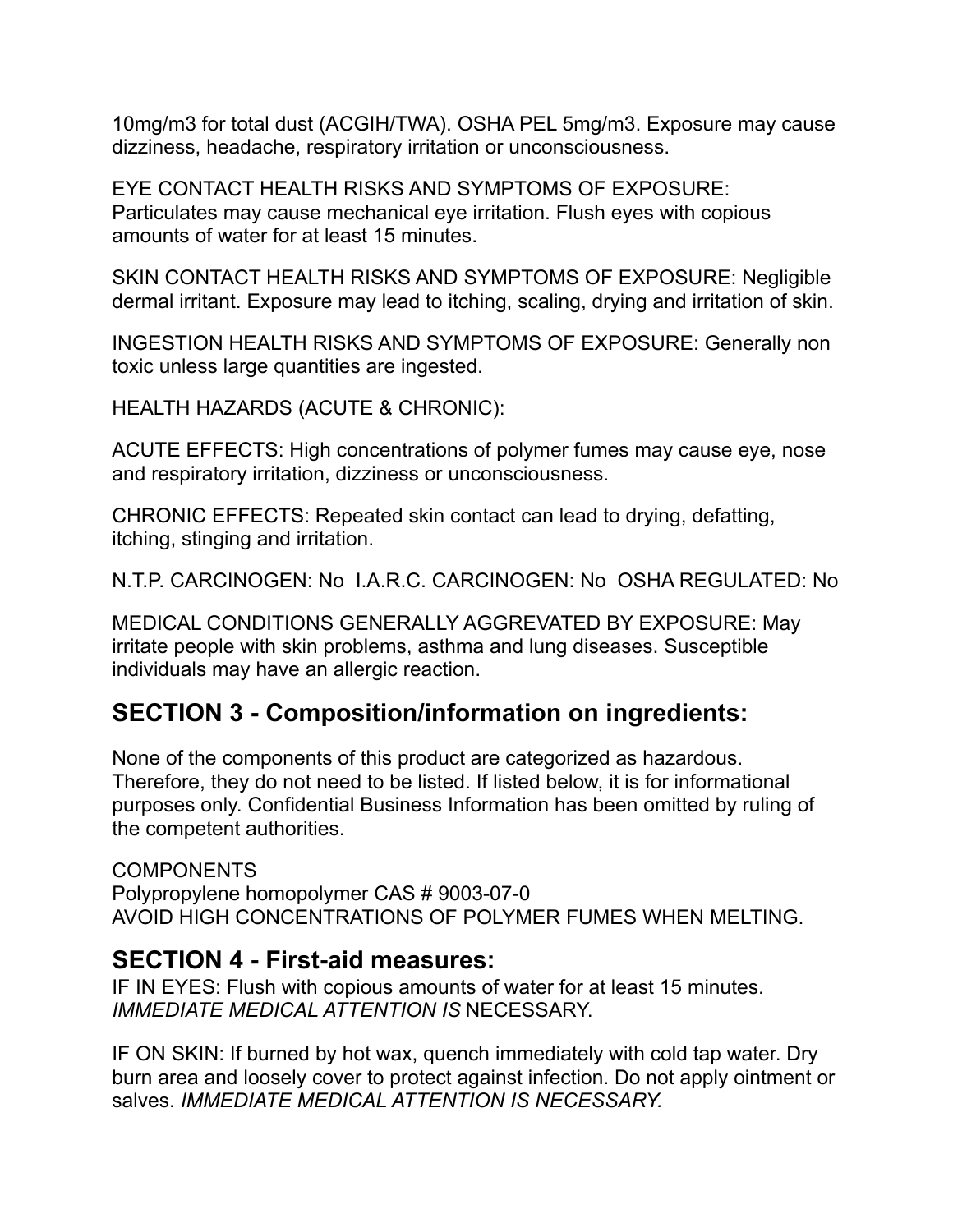10mg/m3 for total dust (ACGIH/TWA). OSHA PEL 5mg/m3. Exposure may cause dizziness, headache, respiratory irritation or unconsciousness.

EYE CONTACT HEALTH RISKS AND SYMPTOMS OF EXPOSURE: Particulates may cause mechanical eye irritation. Flush eyes with copious amounts of water for at least 15 minutes.

SKIN CONTACT HEALTH RISKS AND SYMPTOMS OF EXPOSURE: Negligible dermal irritant. Exposure may lead to itching, scaling, drying and irritation of skin.

INGESTION HEALTH RISKS AND SYMPTOMS OF EXPOSURE: Generally non toxic unless large quantities are ingested.

HEALTH HAZARDS (ACUTE & CHRONIC):

ACUTE EFFECTS: High concentrations of polymer fumes may cause eye, nose and respiratory irritation, dizziness or unconsciousness.

CHRONIC EFFECTS: Repeated skin contact can lead to drying, defatting, itching, stinging and irritation.

N.T.P. CARCINOGEN: No I.A.R.C. CARCINOGEN: No OSHA REGULATED: No

MEDICAL CONDITIONS GENERALLY AGGREVATED BY EXPOSURE: May irritate people with skin problems, asthma and lung diseases. Susceptible individuals may have an allergic reaction.

## SECTION 3 - Composition/information on ingredients:

None of the components of this product are categorized as hazardous. Therefore, they do not need to be listed. If listed below, it is for informational purposes only. Confidential Business Information has been omitted by ruling of the competent authorities.

COMPONENTS
Polypropylene homopolymer CAS # 9003-07-0
AVOID HIGH CONCENTRATIONS OF POLYMER FUMES WHEN MELTING.

## SECTION 4 - First-aid measures:

IF IN EYES: Flush with copious amounts of water for at least 15 minutes. *IMMEDIATE MEDICAL ATTENTION IS* NECESSARY.

IF ON SKIN: If burned by hot wax, quench immediately with cold tap water. Dry burn area and loosely cover to protect against infection. Do not apply ointment or salves. *IMMEDIATE MEDICAL ATTENTION IS NECESSARY.*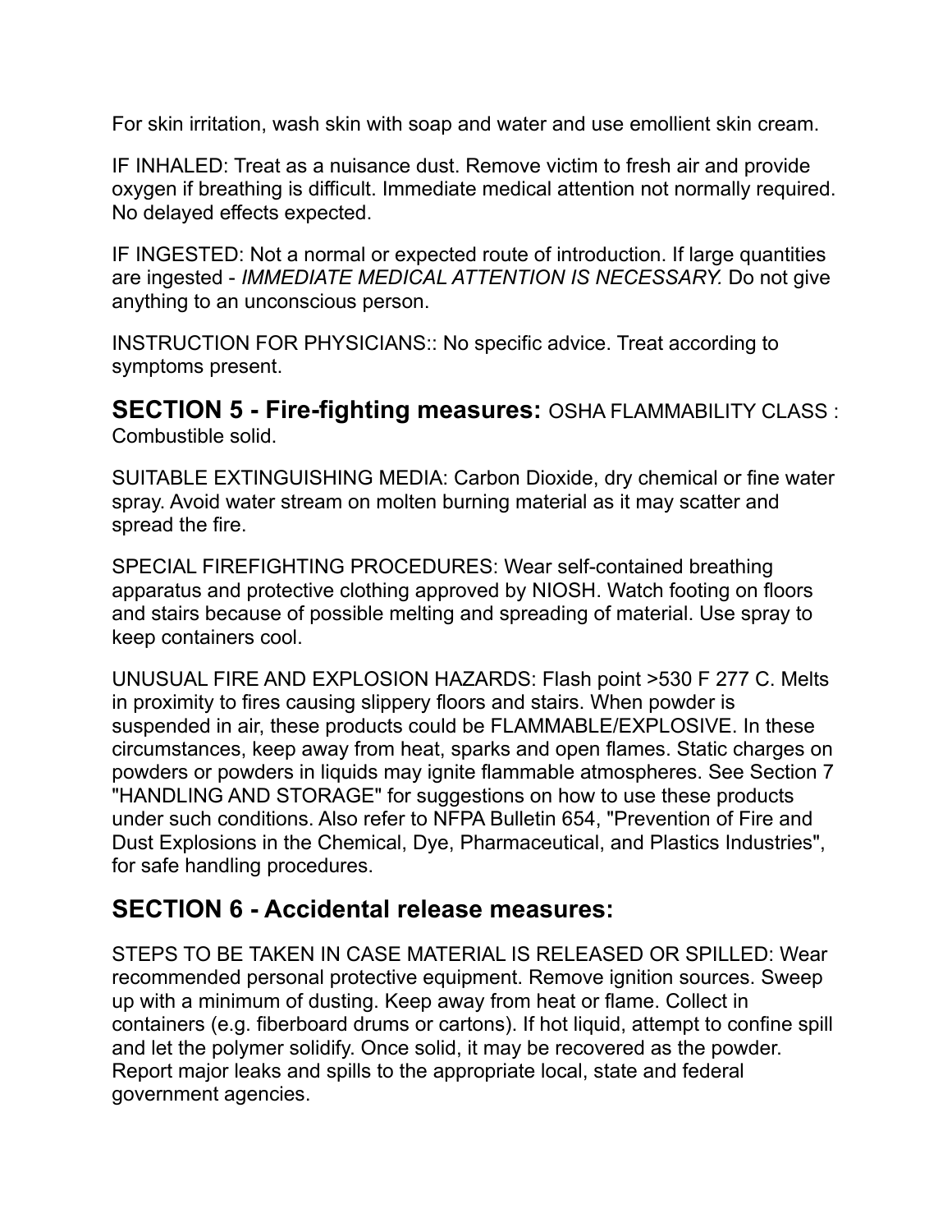For skin irritation, wash skin with soap and water and use emollient skin cream.

IF INHALED: Treat as a nuisance dust. Remove victim to fresh air and provide oxygen if breathing is difficult. Immediate medical attention not normally required. No delayed effects expected.

IF INGESTED: Not a normal or expected route of introduction. If large quantities are ingested - *IMMEDIATE MEDICAL ATTENTION IS NECESSARY.* Do not give anything to an unconscious person.

INSTRUCTION FOR PHYSICIANS:: No specific advice. Treat according to symptoms present.

## SECTION 5 - Fire-fighting measures:

OSHA FLAMMABILITY CLASS : Combustible solid.

SUITABLE EXTINGUISHING MEDIA: Carbon Dioxide, dry chemical or fine water spray. Avoid water stream on molten burning material as it may scatter and spread the fire.

SPECIAL FIREFIGHTING PROCEDURES: Wear self-contained breathing apparatus and protective clothing approved by NIOSH. Watch footing on floors and stairs because of possible melting and spreading of material. Use spray to keep containers cool.

UNUSUAL FIRE AND EXPLOSION HAZARDS: Flash point >530 F 277 C. Melts in proximity to fires causing slippery floors and stairs. When powder is suspended in air, these products could be FLAMMABLE/EXPLOSIVE. In these circumstances, keep away from heat, sparks and open flames. Static charges on powders or powders in liquids may ignite flammable atmospheres. See Section 7 "HANDLING AND STORAGE" for suggestions on how to use these products under such conditions. Also refer to NFPA Bulletin 654, "Prevention of Fire and Dust Explosions in the Chemical, Dye, Pharmaceutical, and Plastics Industries", for safe handling procedures.

## SECTION 6 - Accidental release measures:

STEPS TO BE TAKEN IN CASE MATERIAL IS RELEASED OR SPILLED: Wear recommended personal protective equipment. Remove ignition sources. Sweep up with a minimum of dusting. Keep away from heat or flame. Collect in containers (e.g. fiberboard drums or cartons). If hot liquid, attempt to confine spill and let the polymer solidify. Once solid, it may be recovered as the powder. Report major leaks and spills to the appropriate local, state and federal government agencies.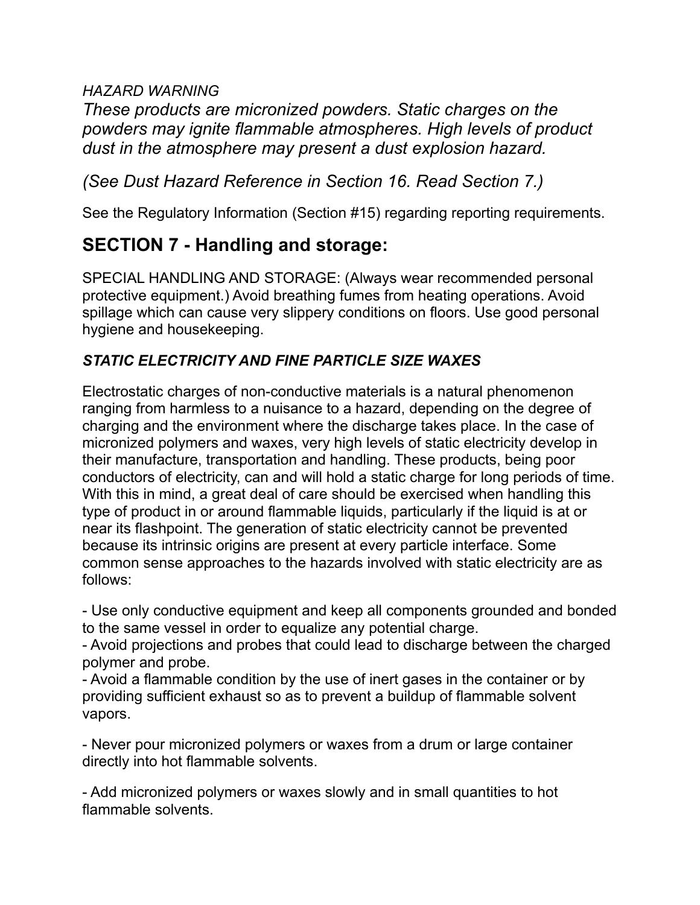*HAZARD WARNING*

*These products are micronized powders. Static charges on the powders may ignite flammable atmospheres. High levels of product dust in the atmosphere may present a dust explosion hazard.*

*(See Dust Hazard Reference in Section 16. Read Section 7.)*

See the Regulatory Information (Section #15) regarding reporting requirements.

## SECTION 7 - Handling and storage:

SPECIAL HANDLING AND STORAGE: (Always wear recommended personal protective equipment.) Avoid breathing fumes from heating operations. Avoid spillage which can cause very slippery conditions on floors. Use good personal hygiene and housekeeping.

***STATIC ELECTRICITY AND FINE PARTICLE SIZE WAXES***

Electrostatic charges of non-conductive materials is a natural phenomenon ranging from harmless to a nuisance to a hazard, depending on the degree of charging and the environment where the discharge takes place. In the case of micronized polymers and waxes, very high levels of static electricity develop in their manufacture, transportation and handling. These products, being poor conductors of electricity, can and will hold a static charge for long periods of time. With this in mind, a great deal of care should be exercised when handling this type of product in or around flammable liquids, particularly if the liquid is at or near its flashpoint. The generation of static electricity cannot be prevented because its intrinsic origins are present at every particle interface. Some common sense approaches to the hazards involved with static electricity are as follows:

- Use only conductive equipment and keep all components grounded and bonded to the same vessel in order to equalize any potential charge.
- Avoid projections and probes that could lead to discharge between the charged polymer and probe.
- Avoid a flammable condition by the use of inert gases in the container or by providing sufficient exhaust so as to prevent a buildup of flammable solvent vapors.

- Never pour micronized polymers or waxes from a drum or large container directly into hot flammable solvents.

- Add micronized polymers or waxes slowly and in small quantities to hot flammable solvents.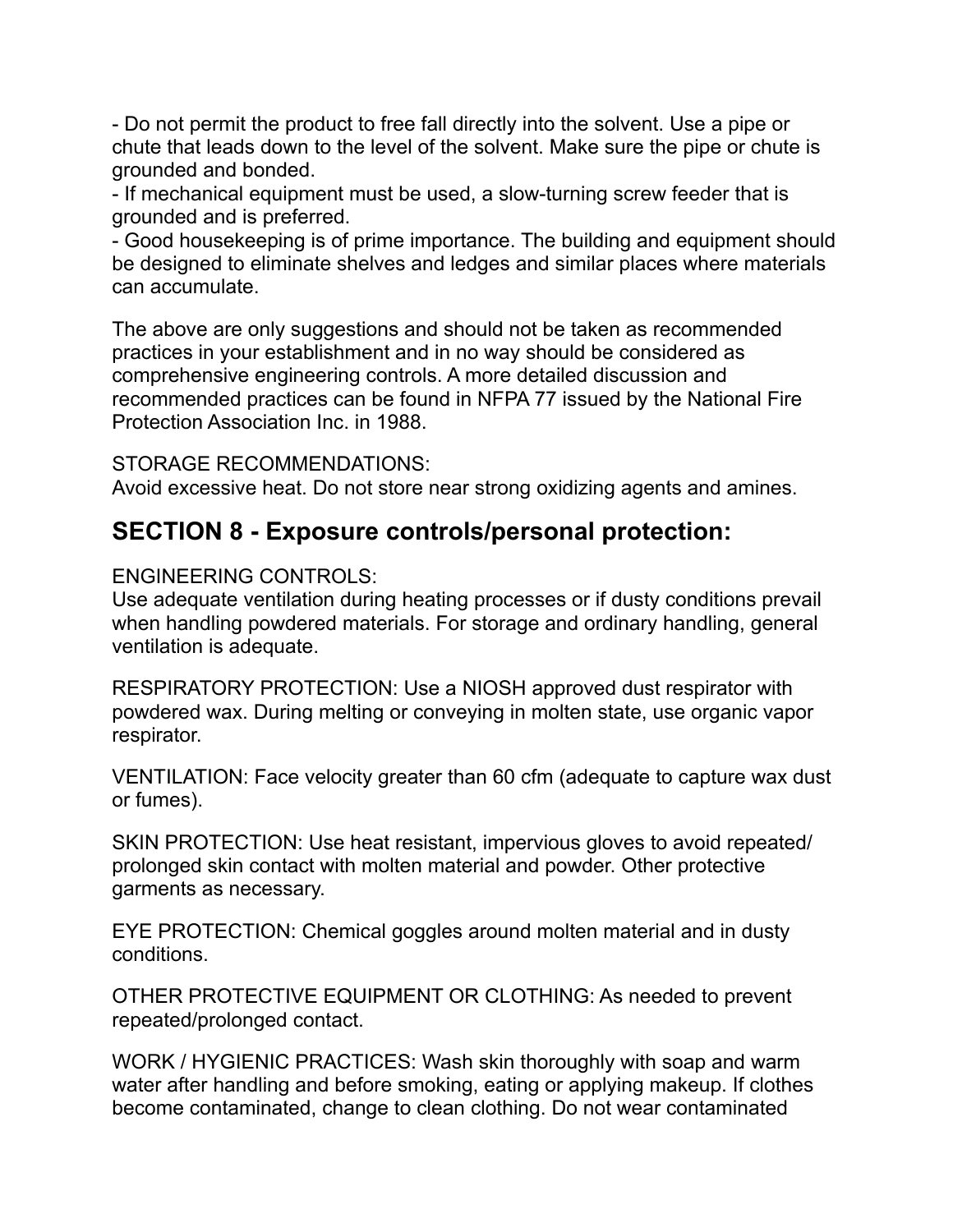- Do not permit the product to free fall directly into the solvent. Use a pipe or chute that leads down to the level of the solvent. Make sure the pipe or chute is grounded and bonded.
- If mechanical equipment must be used, a slow-turning screw feeder that is grounded and is preferred.
- Good housekeeping is of prime importance. The building and equipment should be designed to eliminate shelves and ledges and similar places where materials can accumulate.

The above are only suggestions and should not be taken as recommended practices in your establishment and in no way should be considered as comprehensive engineering controls. A more detailed discussion and recommended practices can be found in NFPA 77 issued by the National Fire Protection Association Inc. in 1988.

STORAGE RECOMMENDATIONS:
Avoid excessive heat. Do not store near strong oxidizing agents and amines.

## SECTION 8 - Exposure controls/personal protection:

ENGINEERING CONTROLS:
Use adequate ventilation during heating processes or if dusty conditions prevail when handling powdered materials. For storage and ordinary handling, general ventilation is adequate.

RESPIRATORY PROTECTION: Use a NIOSH approved dust respirator with powdered wax. During melting or conveying in molten state, use organic vapor respirator.

VENTILATION: Face velocity greater than 60 cfm (adequate to capture wax dust or fumes).

SKIN PROTECTION: Use heat resistant, impervious gloves to avoid repeated/ prolonged skin contact with molten material and powder. Other protective garments as necessary.

EYE PROTECTION: Chemical goggles around molten material and in dusty conditions.

OTHER PROTECTIVE EQUIPMENT OR CLOTHING: As needed to prevent repeated/prolonged contact.

WORK / HYGIENIC PRACTICES: Wash skin thoroughly with soap and warm water after handling and before smoking, eating or applying makeup. If clothes become contaminated, change to clean clothing. Do not wear contaminated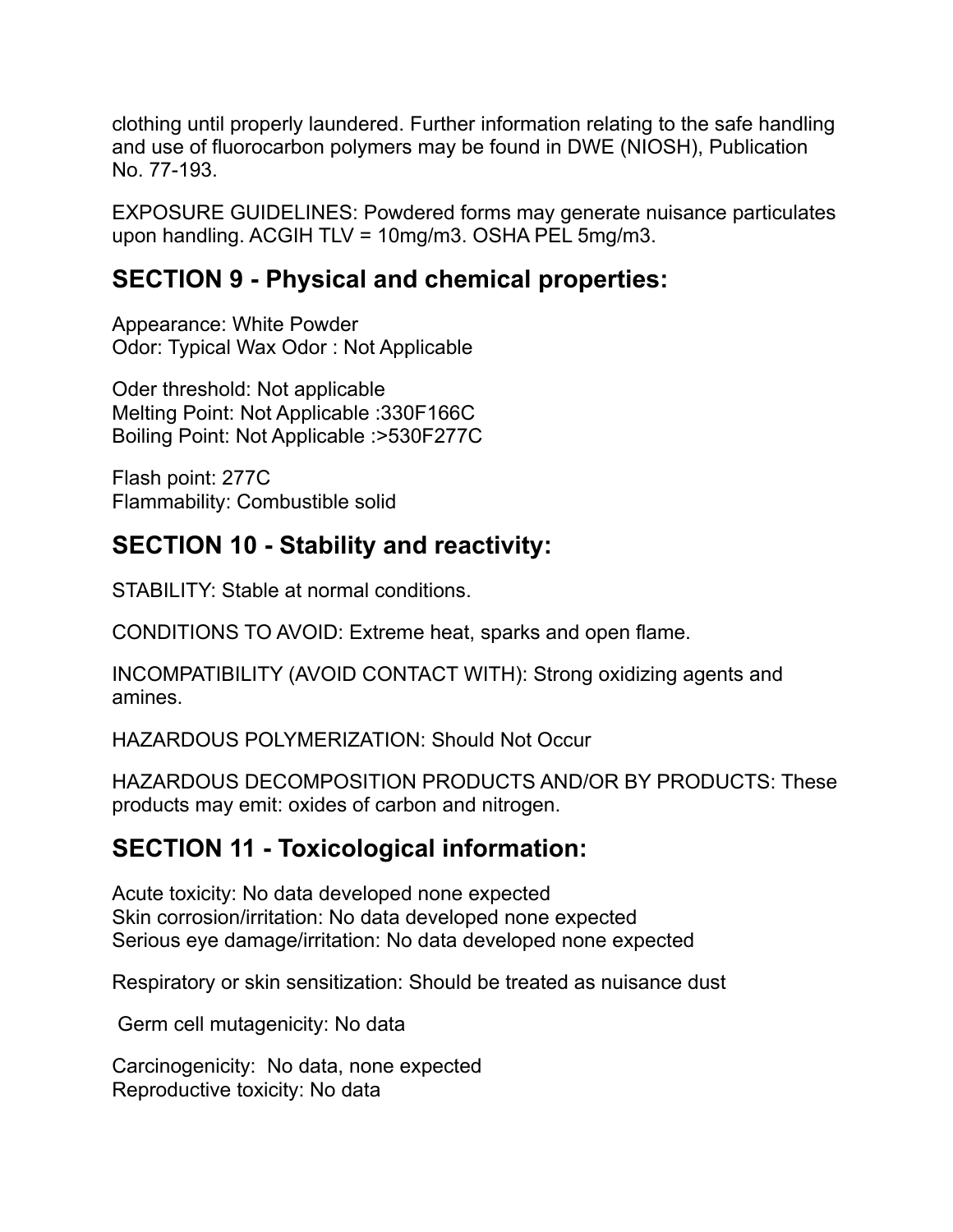clothing until properly laundered. Further information relating to the safe handling and use of fluorocarbon polymers may be found in DWE (NIOSH), Publication No. 77-193.

EXPOSURE GUIDELINES: Powdered forms may generate nuisance particulates upon handling. ACGIH TLV = 10mg/m3. OSHA PEL 5mg/m3.

## SECTION 9 - Physical and chemical properties:

Appearance: White Powder
Odor: Typical Wax Odor : Not Applicable

Oder threshold: Not applicable
Melting Point: Not Applicable :330F166C
Boiling Point: Not Applicable :>530F277C

Flash point: 277C
Flammability: Combustible solid

## SECTION 10 - Stability and reactivity:

STABILITY: Stable at normal conditions.

CONDITIONS TO AVOID: Extreme heat, sparks and open flame.

INCOMPATIBILITY (AVOID CONTACT WITH): Strong oxidizing agents and amines.

HAZARDOUS POLYMERIZATION: Should Not Occur

HAZARDOUS DECOMPOSITION PRODUCTS AND/OR BY PRODUCTS: These products may emit: oxides of carbon and nitrogen.

## SECTION 11 - Toxicological information:

Acute toxicity: No data developed none expected
Skin corrosion/irritation: No data developed none expected
Serious eye damage/irritation: No data developed none expected

Respiratory or skin sensitization: Should be treated as nuisance dust

Germ cell mutagenicity: No data

Carcinogenicity: No data, none expected
Reproductive toxicity: No data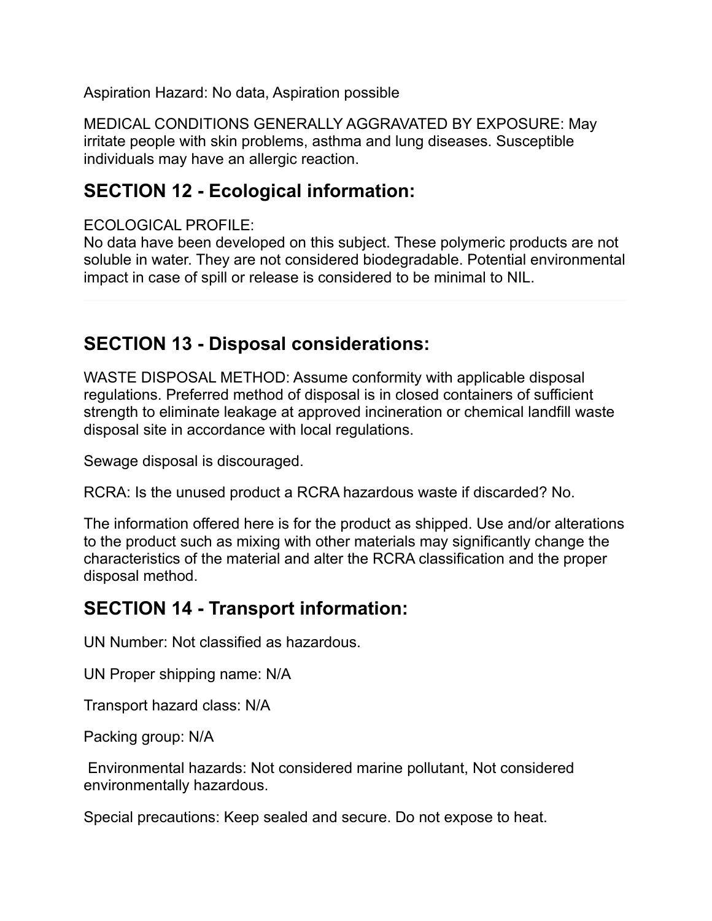Aspiration Hazard: No data, Aspiration possible

MEDICAL CONDITIONS GENERALLY AGGRAVATED BY EXPOSURE: May irritate people with skin problems, asthma and lung diseases. Susceptible individuals may have an allergic reaction.

## SECTION 12 - Ecological information:

ECOLOGICAL PROFILE:
No data have been developed on this subject. These polymeric products are not soluble in water. They are not considered biodegradable. Potential environmental impact in case of spill or release is considered to be minimal to NIL.

---

## SECTION 13 - Disposal considerations:

WASTE DISPOSAL METHOD: Assume conformity with applicable disposal regulations. Preferred method of disposal is in closed containers of sufficient strength to eliminate leakage at approved incineration or chemical landfill waste disposal site in accordance with local regulations.

Sewage disposal is discouraged.

RCRA: Is the unused product a RCRA hazardous waste if discarded? No.

The information offered here is for the product as shipped. Use and/or alterations to the product such as mixing with other materials may significantly change the characteristics of the material and alter the RCRA classification and the proper disposal method.

## SECTION 14 - Transport information:

UN Number: Not classified as hazardous.

UN Proper shipping name: N/A

Transport hazard class: N/A

Packing group: N/A

Environmental hazards: Not considered marine pollutant, Not considered environmentally hazardous.

Special precautions: Keep sealed and secure. Do not expose to heat.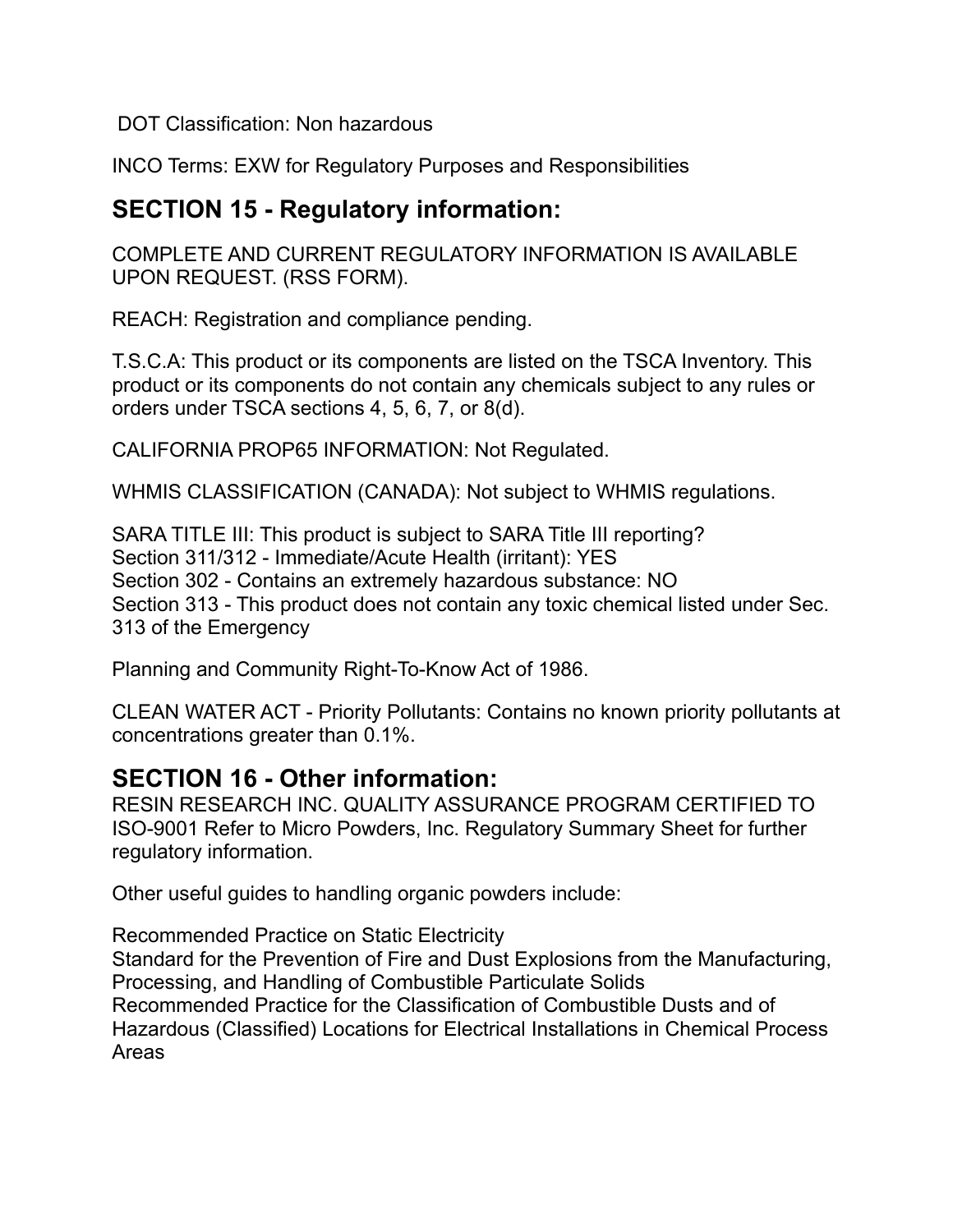DOT Classification: Non hazardous

INCO Terms: EXW for Regulatory Purposes and Responsibilities

## SECTION 15 - Regulatory information:

COMPLETE AND CURRENT REGULATORY INFORMATION IS AVAILABLE UPON REQUEST. (RSS FORM).

REACH: Registration and compliance pending.

T.S.C.A: This product or its components are listed on the TSCA Inventory. This product or its components do not contain any chemicals subject to any rules or orders under TSCA sections 4, 5, 6, 7, or 8(d).

CALIFORNIA PROP65 INFORMATION: Not Regulated.

WHMIS CLASSIFICATION (CANADA): Not subject to WHMIS regulations.

SARA TITLE III: This product is subject to SARA Title III reporting?
Section 311/312 - Immediate/Acute Health (irritant): YES
Section 302 - Contains an extremely hazardous substance: NO
Section 313 - This product does not contain any toxic chemical listed under Sec. 313 of the Emergency

Planning and Community Right-To-Know Act of 1986.

CLEAN WATER ACT - Priority Pollutants: Contains no known priority pollutants at concentrations greater than 0.1%.

## SECTION 16 - Other information:

RESIN RESEARCH INC. QUALITY ASSURANCE PROGRAM CERTIFIED TO ISO-9001 Refer to Micro Powders, Inc. Regulatory Summary Sheet for further regulatory information.

Other useful guides to handling organic powders include:

Recommended Practice on Static Electricity
Standard for the Prevention of Fire and Dust Explosions from the Manufacturing, Processing, and Handling of Combustible Particulate Solids
Recommended Practice for the Classification of Combustible Dusts and of Hazardous (Classified) Locations for Electrical Installations in Chemical Process Areas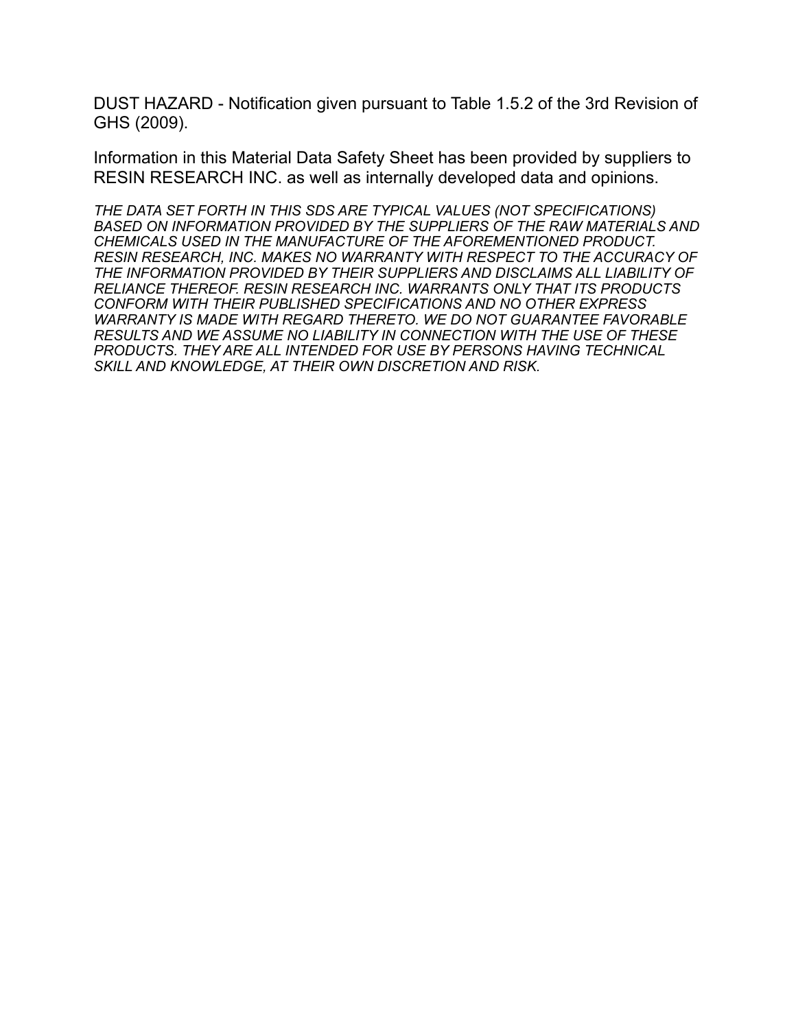DUST HAZARD - Notification given pursuant to Table 1.5.2 of the 3rd Revision of GHS (2009).

Information in this Material Data Safety Sheet has been provided by suppliers to RESIN RESEARCH INC. as well as internally developed data and opinions.

*THE DATA SET FORTH IN THIS SDS ARE TYPICAL VALUES (NOT SPECIFICATIONS) BASED ON INFORMATION PROVIDED BY THE SUPPLIERS OF THE RAW MATERIALS AND CHEMICALS USED IN THE MANUFACTURE OF THE AFOREMENTIONED PRODUCT. RESIN RESEARCH, INC. MAKES NO WARRANTY WITH RESPECT TO THE ACCURACY OF THE INFORMATION PROVIDED BY THEIR SUPPLIERS AND DISCLAIMS ALL LIABILITY OF RELIANCE THEREOF. RESIN RESEARCH INC. WARRANTS ONLY THAT ITS PRODUCTS CONFORM WITH THEIR PUBLISHED SPECIFICATIONS AND NO OTHER EXPRESS WARRANTY IS MADE WITH REGARD THERETO. WE DO NOT GUARANTEE FAVORABLE RESULTS AND WE ASSUME NO LIABILITY IN CONNECTION WITH THE USE OF THESE PRODUCTS. THEY ARE ALL INTENDED FOR USE BY PERSONS HAVING TECHNICAL SKILL AND KNOWLEDGE, AT THEIR OWN DISCRETION AND RISK.*